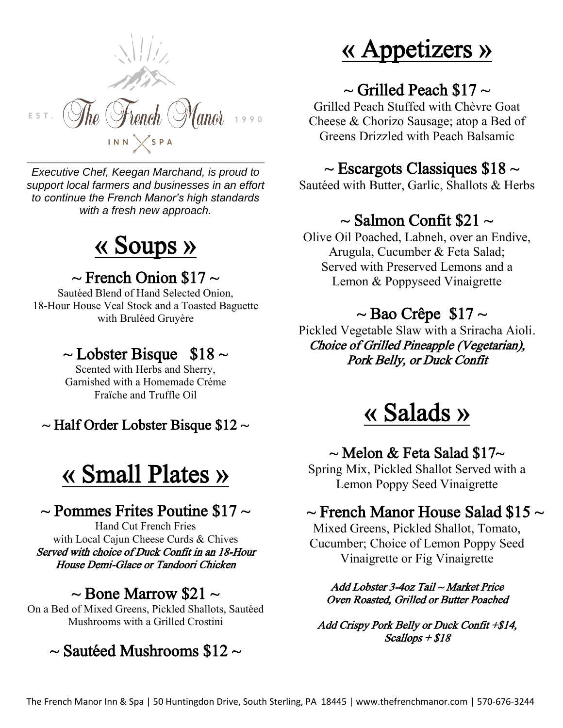EST. The French Manor 1990

INN SPA

*Executive Chef, Keegan Marchand, is proud to support local farmers and businesses in an effort to continue the French Manor's high standards with a fresh new approach.*

# « Soups »

### ~ French Onion $17 ~

Sautéed Blend of Hand Selected Onion, 18-Hour House Veal Stock and a Toasted Baguette with Bruléed Gruyère

### ~ Lobster Bisque $18 ~

Scented with Herbs and Sherry, Garnished with a Homemade Crème Fraïche and Truffle Oil

### ~ Half Order Lobster Bisque $12 ~

# « Small Plates »

### ~ Pommes Frites Poutine $17 ~

Hand Cut French Fries with Local Cajun Cheese Curds & Chives

*Served with choice of Duck Confit in an 18-Hour House Demi-Glace or Tandoori Chicken*

### ~ Bone Marrow $21 ~

On a Bed of Mixed Greens, Pickled Shallots, Sautéed Mushrooms with a Grilled Crostini

### ~ Sautéed Mushrooms $12 ~

# « Appetizers »

### ~ Grilled Peach $17 ~

Grilled Peach Stuffed with Chèvre Goat Cheese & Chorizo Sausage; atop a Bed of Greens Drizzled with Peach Balsamic

### ~ Escargots Classiques $18 ~

Sautéed with Butter, Garlic, Shallots & Herbs

### ~ Salmon Confit $21 ~

Olive Oil Poached, Labneh, over an Endive, Arugula, Cucumber & Feta Salad; Served with Preserved Lemons and a Lemon & Poppyseed Vinaigrette

### ~ Bao Crêpe $17 ~

Pickled Vegetable Slaw with a Sriracha Aioli.

*Choice of Grilled Pineapple (Vegetarian), Pork Belly, or Duck Confit*

# « Salads »

### ~ Melon & Feta Salad $17~

Spring Mix, Pickled Shallot Served with a Lemon Poppy Seed Vinaigrette

### ~ French Manor House Salad $15 ~

Mixed Greens, Pickled Shallot, Tomato, Cucumber; Choice of Lemon Poppy Seed Vinaigrette or Fig Vinaigrette

*Add Lobster 3-4oz Tail ~ Market Price*
*Oven Roasted, Grilled or Butter Poached*

*Add Crispy Pork Belly or Duck Confit +$14, Scallops + $18*

The French Manor Inn & Spa | 50 Huntingdon Drive, South Sterling, PA 18445 | www.thefrenchmanor.com | 570-676-3244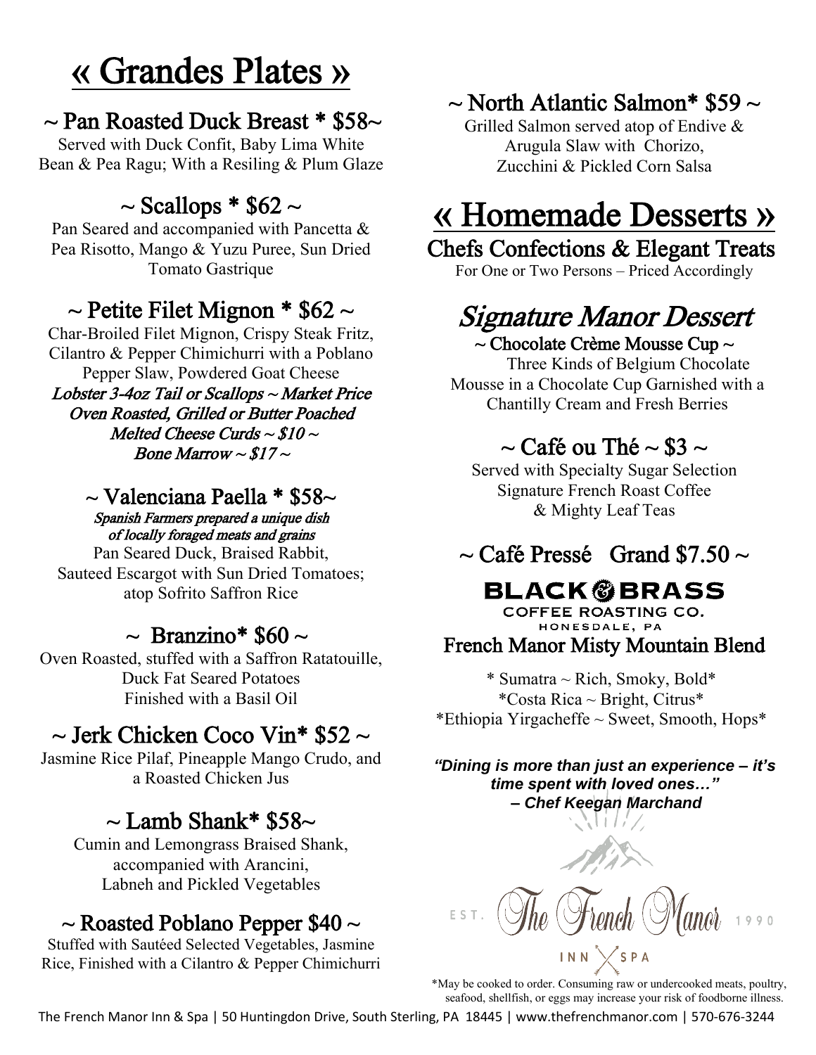# « Grandes Plates »

## ~ Pan Roasted Duck Breast * $58~

Served with Duck Confit, Baby Lima White Bean & Pea Ragu; With a Resiling & Plum Glaze

## ~ Scallops * $62 ~

Pan Seared and accompanied with Pancetta & Pea Risotto, Mango & Yuzu Puree, Sun Dried Tomato Gastrique

## ~ Petite Filet Mignon * $62 ~

Char-Broiled Filet Mignon, Crispy Steak Fritz, Cilantro & Pepper Chimichurri with a Poblano Pepper Slaw, Powdered Goat Cheese

*Lobster 3-4oz Tail or Scallops ~ Market Price*
*Oven Roasted, Grilled or Butter Poached*
*Melted Cheese Curds ~ $10 ~*
*Bone Marrow ~ $17 ~*

## ~ Valenciana Paella * $58~

*Spanish Farmers prepared a unique dish of locally foraged meats and grains*

Pan Seared Duck, Braised Rabbit, Sauteed Escargot with Sun Dried Tomatoes; atop Sofrito Saffron Rice

## ~ Branzino* $60 ~

Oven Roasted, stuffed with a Saffron Ratatouille, Duck Fat Seared Potatoes Finished with a Basil Oil

## ~ Jerk Chicken Coco Vin* $52 ~

Jasmine Rice Pilaf, Pineapple Mango Crudo, and a Roasted Chicken Jus

## ~ Lamb Shank* $58~

Cumin and Lemongrass Braised Shank, accompanied with Arancini, Labneh and Pickled Vegetables

## ~ Roasted Poblano Pepper $40 ~

Stuffed with Sautéed Selected Vegetables, Jasmine Rice, Finished with a Cilantro & Pepper Chimichurri

## ~ North Atlantic Salmon* $59 ~

Grilled Salmon served atop of Endive & Arugula Slaw with Chorizo, Zucchini & Pickled Corn Salsa

# « Homemade Desserts »

## Chefs Confections & Elegant Treats

For One or Two Persons – Priced Accordingly

## *Signature Manor Dessert*

### ~ Chocolate Crème Mousse Cup ~

Three Kinds of Belgium Chocolate Mousse in a Chocolate Cup Garnished with a Chantilly Cream and Fresh Berries

## ~ Café ou Thé ~ $3 ~

Served with Specialty Sugar Selection
Signature French Roast Coffee
& Mighty Leaf Teas

## ~ Café Pressé Grand $7.50 ~

BLACK & BRASS
COFFEE ROASTING CO.
HONESDALE, PA

### French Manor Misty Mountain Blend

* Sumatra ~ Rich, Smoky, Bold*
*Costa Rica ~ Bright, Citrus*
*Ethiopia Yirgacheffe ~ Sweet, Smooth, Hops*

***"Dining is more than just an experience – it's time spent with loved ones…" – Chef Keegan Marchand***

EST. The French Manor 1990
INN SPA

*May be cooked to order. Consuming raw or undercooked meats, poultry, seafood, shellfish, or eggs may increase your risk of foodborne illness.

The French Manor Inn & Spa | 50 Huntingdon Drive, South Sterling, PA 18445 | www.thefrenchmanor.com | 570-676-3244